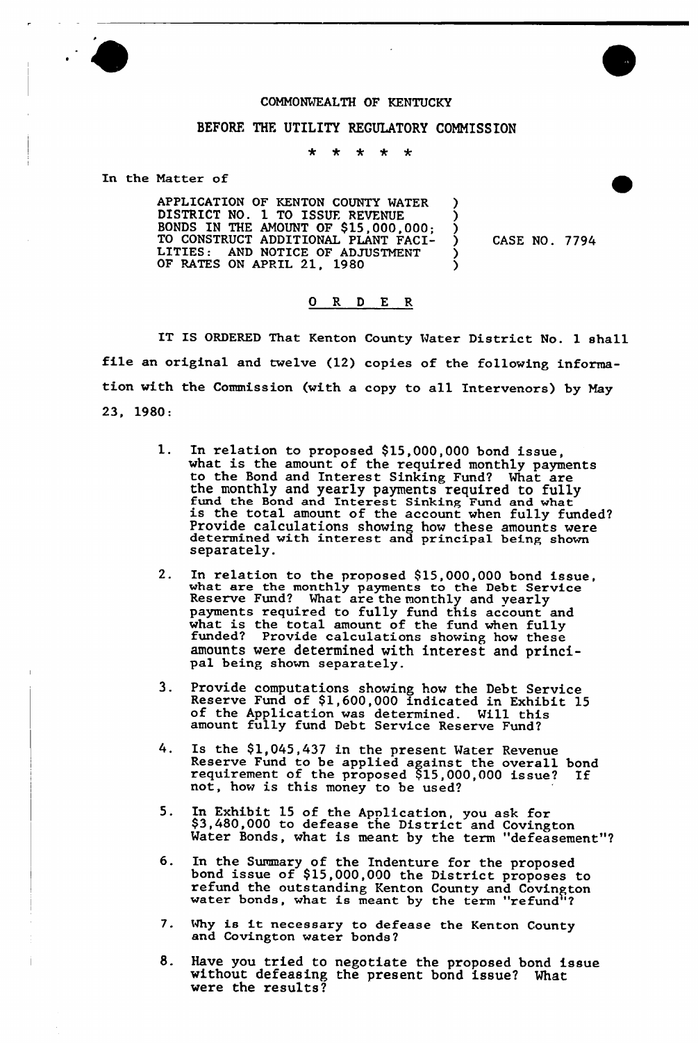COMMONWEALTH OF KENTUCKY

BEFORE THE UTILITY REGULATORY COMMISSION

\* \* \* \* \*

In the Matter of

| | | |
|---|---|---|
| APPLICATION OF KENTON COUNTY WATER DISTRICT NO. 1 TO ISSUE REVENUE BONDS IN THE AMOUNT OF $15,000,000; TO CONSTRUCT ADDITIONAL PLANT FACILITIES: AND NOTICE OF ADJUSTMENT OF RATES ON APRIL 21, 1980 | ) | CASE NO. 7794 |

O R D E R

IT IS ORDERED That Kenton County Water District No. 1 shall file an original and twelve (12) copies of the following information with the Commission (with a copy to all Intervenors) by May 23, 1980:

1. In relation to proposed $15,000,000 bond issue, what is the amount of the required monthly payments to the Bond and Interest Sinking Fund? What are the monthly and yearly payments required to fully fund the Bond and Interest Sinking Fund and what is the total amount of the account when fully funded? Provide calculations showing how these amounts were determined with interest and principal being shown separately.

2. In relation to the proposed $15,000,000 bond issue, what are the monthly payments to the Debt Service Reserve Fund? What are the monthly and yearly payments required to fully fund this account and what is the total amount of the fund when fully funded? Provide calculations showing how these amounts were determined with interest and principal being shown separately.

3. Provide computations showing how the Debt Service Reserve Fund of $1,600,000 indicated in Exhibit 15 of the Application was determined. Will this amount fully fund Debt Service Reserve Fund?

4. Is the $1,045,437 in the present Water Revenue Reserve Fund to be applied against the overall bond requirement of the proposed $15,000,000 issue? If not, how is this money to be used?

5. In Exhibit 15 of the Application, you ask for $3,480,000 to defease the District and Covington Water Bonds, what is meant by the term "defeasement"?

6. In the Summary of the Indenture for the proposed bond issue of $15,000,000 the District proposes to refund the outstanding Kenton County and Covington water bonds, what is meant by the term "refund"?

7. Why is it necessary to defease the Kenton County and Covington water bonds?

8. Have you tried to negotiate the proposed bond issue without defeasing the present bond issue? What were the results?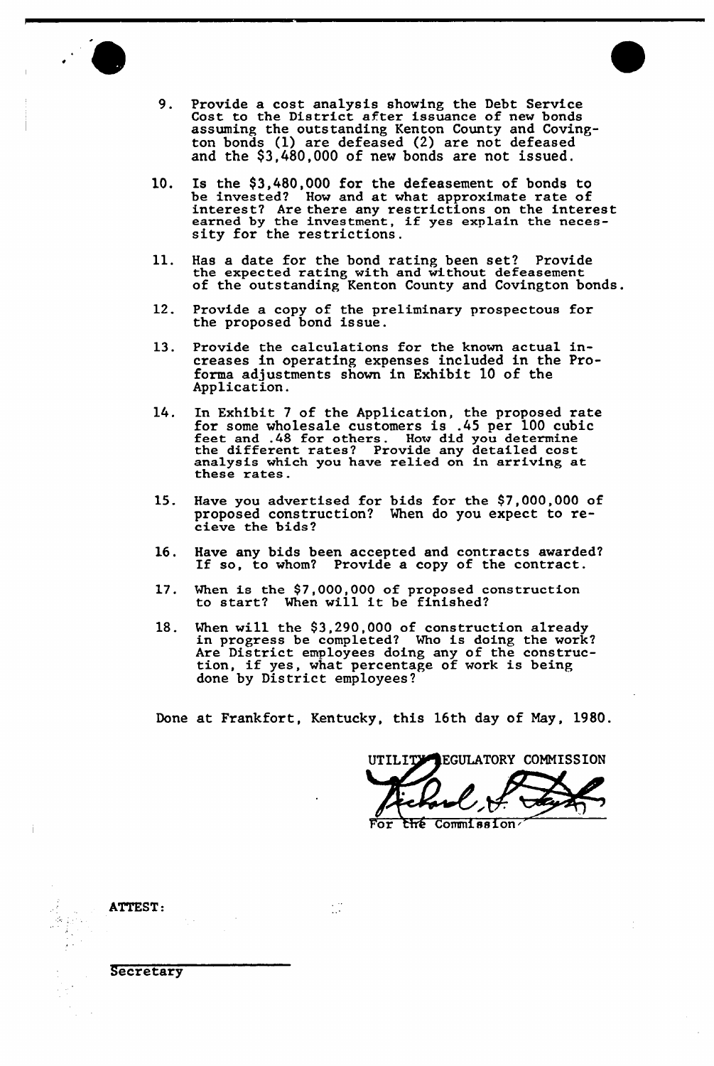9. Provide a cost analysis showing the Debt Service Cost to the District after issuance of new bonds assuming the outstanding Kenton County and Covington bonds (1) are defeased (2) are not defeased and the $3,480,000 of new bonds are not issued.

10. Is the $3,480,000 for the defeasement of bonds to be invested? How and at what approximate rate of interest? Are there any restrictions on the interest earned by the investment, if yes explain the necessity for the restrictions.

11. Has a date for the bond rating been set? Provide the expected rating with and without defeasement of the outstanding Kenton County and Covington bonds.

12. Provide a copy of the preliminary prospectous for the proposed bond issue.

13. Provide the calculations for the known actual increases in operating expenses included in the Proforma adjustments shown in Exhibit 10 of the Application.

14. In Exhibit 7 of the Application, the proposed rate for some wholesale customers is .45 per 100 cubic feet and .48 for others. How did you determine the different rates? Provide any detailed cost analysis which you have relied on in arriving at these rates.

15. Have you advertised for bids for the $7,000,000 of proposed construction? When do you expect to recieve the bids?

16. Have any bids been accepted and contracts awarded? If so, to whom? Provide a copy of the contract.

17. When is the $7,000,000 of proposed construction to start? When will it be finished?

18. When will the $3,290,000 of construction already in progress be completed? Who is doing the work? Are District employees doing any of the construction, if yes, what percentage of work is being done by District employees?

Done at Frankfort, Kentucky, this 16th day of May, 1980.

UTILITY REGULATORY COMMISSION

For the Commission

ATTEST:

Secretary